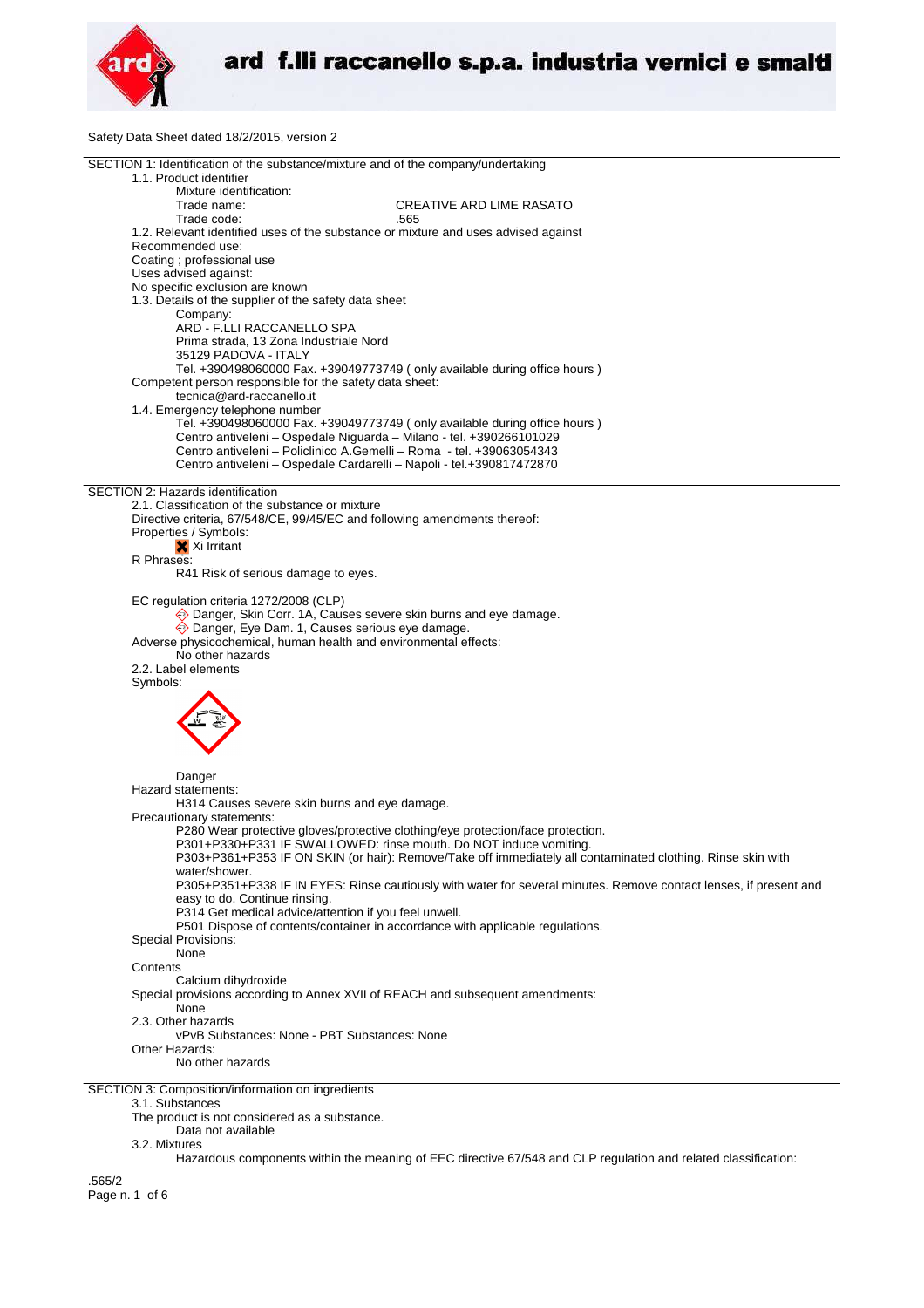Safety Data Sheet dated 18/2/2015, version 2

## SECTION 1: Identification of the substance/mixture and of the company/undertaking

1.1. Product identifier

Mixture identification:

Trade name: CREATIVE ARD LIME RASATO

Trade code: .565

1.2. Relevant identified uses of the substance or mixture and uses advised against

Recommended use:

Coating ; professional use

Uses advised against:

No specific exclusion are known

1.3. Details of the supplier of the safety data sheet

Company:

ARD - F.LLI RACCANELLO SPA
Prima strada, 13 Zona Industriale Nord
35129 PADOVA - ITALY
Tel. +390498060000 Fax. +39049773749 ( only available during office hours )

Competent person responsible for the safety data sheet:

tecnica@ard-raccanello.it

1.4. Emergency telephone number

Tel. +390498060000 Fax. +39049773749 ( only available during office hours )
Centro antiveleni – Ospedale Niguarda – Milano - tel. +390266101029
Centro antiveleni – Policlinico A.Gemelli – Roma - tel. +39063054343
Centro antiveleni – Ospedale Cardarelli – Napoli - tel.+390817472870

## SECTION 2: Hazards identification

2.1. Classification of the substance or mixture

Directive criteria, 67/548/CE, 99/45/EC and following amendments thereof:

Properties / Symbols:

Xi Irritant

R Phrases:

R41 Risk of serious damage to eyes.

EC regulation criteria 1272/2008 (CLP)

Danger, Skin Corr. 1A, Causes severe skin burns and eye damage.

Danger, Eye Dam. 1, Causes serious eye damage.

Adverse physicochemical, human health and environmental effects:

No other hazards

2.2. Label elements

Symbols:

Danger

Hazard statements:

H314 Causes severe skin burns and eye damage.

Precautionary statements:

P280 Wear protective gloves/protective clothing/eye protection/face protection.
P301+P330+P331 IF SWALLOWED: rinse mouth. Do NOT induce vomiting.
P303+P361+P353 IF ON SKIN (or hair): Remove/Take off immediately all contaminated clothing. Rinse skin with water/shower.
P305+P351+P338 IF IN EYES: Rinse cautiously with water for several minutes. Remove contact lenses, if present and easy to do. Continue rinsing.
P314 Get medical advice/attention if you feel unwell.
P501 Dispose of contents/container in accordance with applicable regulations.

Special Provisions:

None

Contents

Calcium dihydroxide

Special provisions according to Annex XVII of REACH and subsequent amendments:

None

2.3. Other hazards

vPvB Substances: None - PBT Substances: None

Other Hazards:

No other hazards

## SECTION 3: Composition/information on ingredients

3.1. Substances

The product is not considered as a substance.

Data not available

3.2. Mixtures

Hazardous components within the meaning of EEC directive 67/548 and CLP regulation and related classification:

.565/2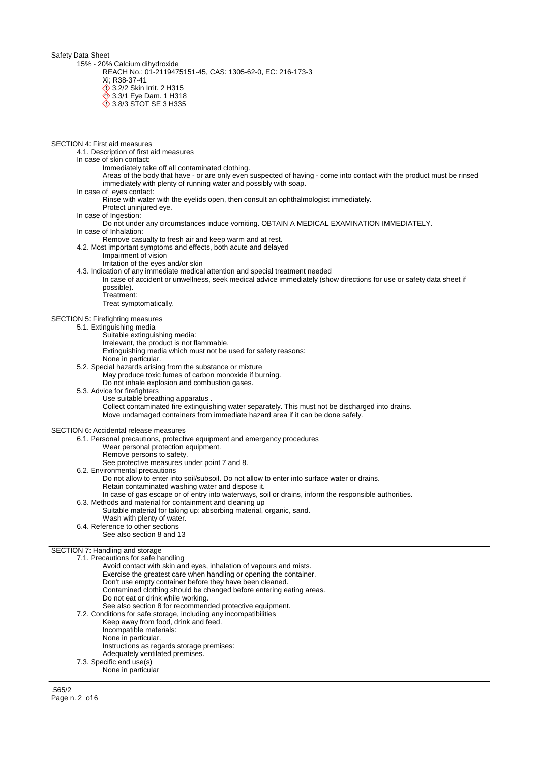15% - 20% Calcium dihydroxide

REACH No.: 01-2119475151-45, CAS: 1305-62-0, EC: 216-173-3

Xi; R38-37-41

3.2/2 Skin Irrit. 2 H315

3.3/1 Eye Dam. 1 H318

3.8/3 STOT SE 3 H335

## SECTION 4: First aid measures

### 4.1. Description of first aid measures

In case of skin contact:

Immediately take off all contaminated clothing.

Areas of the body that have - or are only even suspected of having - come into contact with the product must be rinsed immediately with plenty of running water and possibly with soap.

In case of eyes contact:

Rinse with water with the eyelids open, then consult an ophthalmologist immediately.

Protect uninjured eye.

In case of Ingestion:

Do not under any circumstances induce vomiting. OBTAIN A MEDICAL EXAMINATION IMMEDIATELY.

In case of Inhalation:

Remove casualty to fresh air and keep warm and at rest.

### 4.2. Most important symptoms and effects, both acute and delayed

Impairment of vision

Irritation of the eyes and/or skin

### 4.3. Indication of any immediate medical attention and special treatment needed

In case of accident or unwellness, seek medical advice immediately (show directions for use or safety data sheet if possible).

Treatment:

Treat symptomatically.

## SECTION 5: Firefighting measures

### 5.1. Extinguishing media

Suitable extinguishing media:

Irrelevant, the product is not flammable.

Extinguishing media which must not be used for safety reasons:

None in particular.

### 5.2. Special hazards arising from the substance or mixture

May produce toxic fumes of carbon monoxide if burning.

Do not inhale explosion and combustion gases.

### 5.3. Advice for firefighters

Use suitable breathing apparatus .

Collect contaminated fire extinguishing water separately. This must not be discharged into drains.

Move undamaged containers from immediate hazard area if it can be done safely.

## SECTION 6: Accidental release measures

### 6.1. Personal precautions, protective equipment and emergency procedures

Wear personal protection equipment.

Remove persons to safety.

See protective measures under point 7 and 8.

### 6.2. Environmental precautions

Do not allow to enter into soil/subsoil. Do not allow to enter into surface water or drains.

Retain contaminated washing water and dispose it.

In case of gas escape or of entry into waterways, soil or drains, inform the responsible authorities.

### 6.3. Methods and material for containment and cleaning up

Suitable material for taking up: absorbing material, organic, sand.

Wash with plenty of water.

### 6.4. Reference to other sections

See also section 8 and 13

## SECTION 7: Handling and storage

### 7.1. Precautions for safe handling

Avoid contact with skin and eyes, inhalation of vapours and mists.

Exercise the greatest care when handling or opening the container.

Don't use empty container before they have been cleaned.

Contamined clothing should be changed before entering eating areas.

Do not eat or drink while working.

See also section 8 for recommended protective equipment.

### 7.2. Conditions for safe storage, including any incompatibilities

Keep away from food, drink and feed.

Incompatible materials:

None in particular.

Instructions as regards storage premises:

Adequately ventilated premises.

### 7.3. Specific end use(s)

None in particular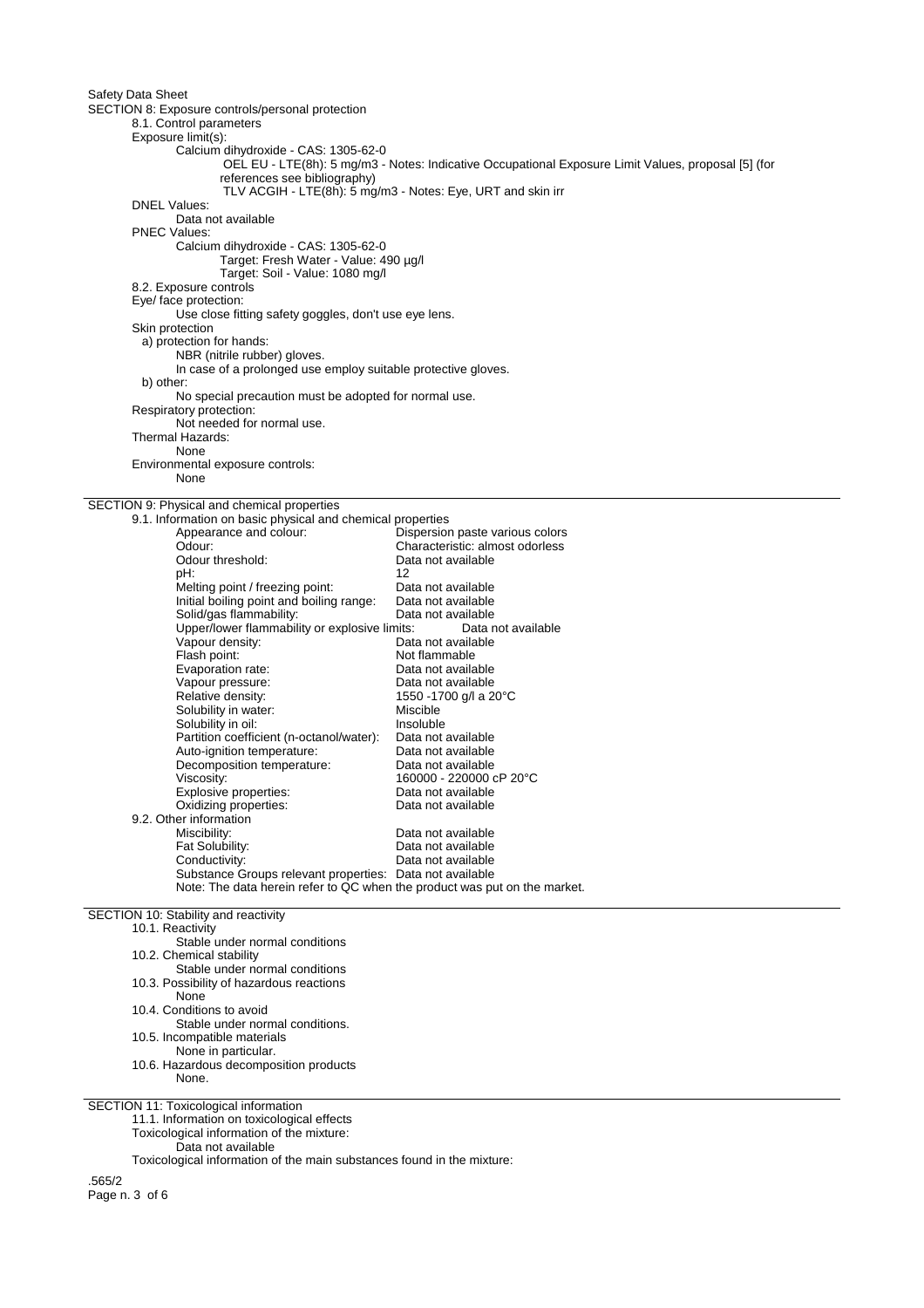Safety Data Sheet

## SECTION 8: Exposure controls/personal protection

### 8.1. Control parameters

Exposure limit(s):

Calcium dihydroxide - CAS: 1305-62-0

OEL EU - LTE(8h): 5 mg/m3 - Notes: Indicative Occupational Exposure Limit Values, proposal [5] (for references see bibliography)

TLV ACGIH - LTE(8h): 5 mg/m3 - Notes: Eye, URT and skin irr

DNEL Values:

Data not available

PNEC Values:

Calcium dihydroxide - CAS: 1305-62-0

Target: Fresh Water - Value: 490 µg/l

Target: Soil - Value: 1080 mg/l

### 8.2. Exposure controls

Eye/ face protection:

Use close fitting safety goggles, don't use eye lens.

Skin protection

a) protection for hands:

NBR (nitrile rubber) gloves.

In case of a prolonged use employ suitable protective gloves.

b) other:

No special precaution must be adopted for normal use.

Respiratory protection:

Not needed for normal use.

Thermal Hazards:

None

Environmental exposure controls:

None

## SECTION 9: Physical and chemical properties

### 9.1. Information on basic physical and chemical properties

| Property | Value |
|---|---|
| Appearance and colour: | Dispersion paste various colors |
| Odour: | Characteristic: almost odorless |
| Odour threshold: | Data not available |
| pH: | 12 |
| Melting point / freezing point: | Data not available |
| Initial boiling point and boiling range: | Data not available |
| Solid/gas flammability: | Data not available |
| Upper/lower flammability or explosive limits: | Data not available |
| Vapour density: | Data not available |
| Flash point: | Not flammable |
| Evaporation rate: | Data not available |
| Vapour pressure: | Data not available |
| Relative density: | 1550 -1700 g/l a 20°C |
| Solubility in water: | Miscible |
| Solubility in oil: | Insoluble |
| Partition coefficient (n-octanol/water): | Data not available |
| Auto-ignition temperature: | Data not available |
| Decomposition temperature: | Data not available |
| Viscosity: | 160000 - 220000 cP 20°C |
| Explosive properties: | Data not available |
| Oxidizing properties: | Data not available |

### 9.2. Other information

| Property | Value |
|---|---|
| Miscibility: | Data not available |
| Fat Solubility: | Data not available |
| Conductivity: | Data not available |
| Substance Groups relevant properties: | Data not available |

Note: The data herein refer to QC when the product was put on the market.

## SECTION 10: Stability and reactivity

### 10.1. Reactivity

Stable under normal conditions

### 10.2. Chemical stability

Stable under normal conditions

### 10.3. Possibility of hazardous reactions

None

### 10.4. Conditions to avoid

Stable under normal conditions.

### 10.5. Incompatible materials

None in particular.

### 10.6. Hazardous decomposition products

None.

## SECTION 11: Toxicological information

### 11.1. Information on toxicological effects

Toxicological information of the mixture:

Data not available

Toxicological information of the main substances found in the mixture:

.565/2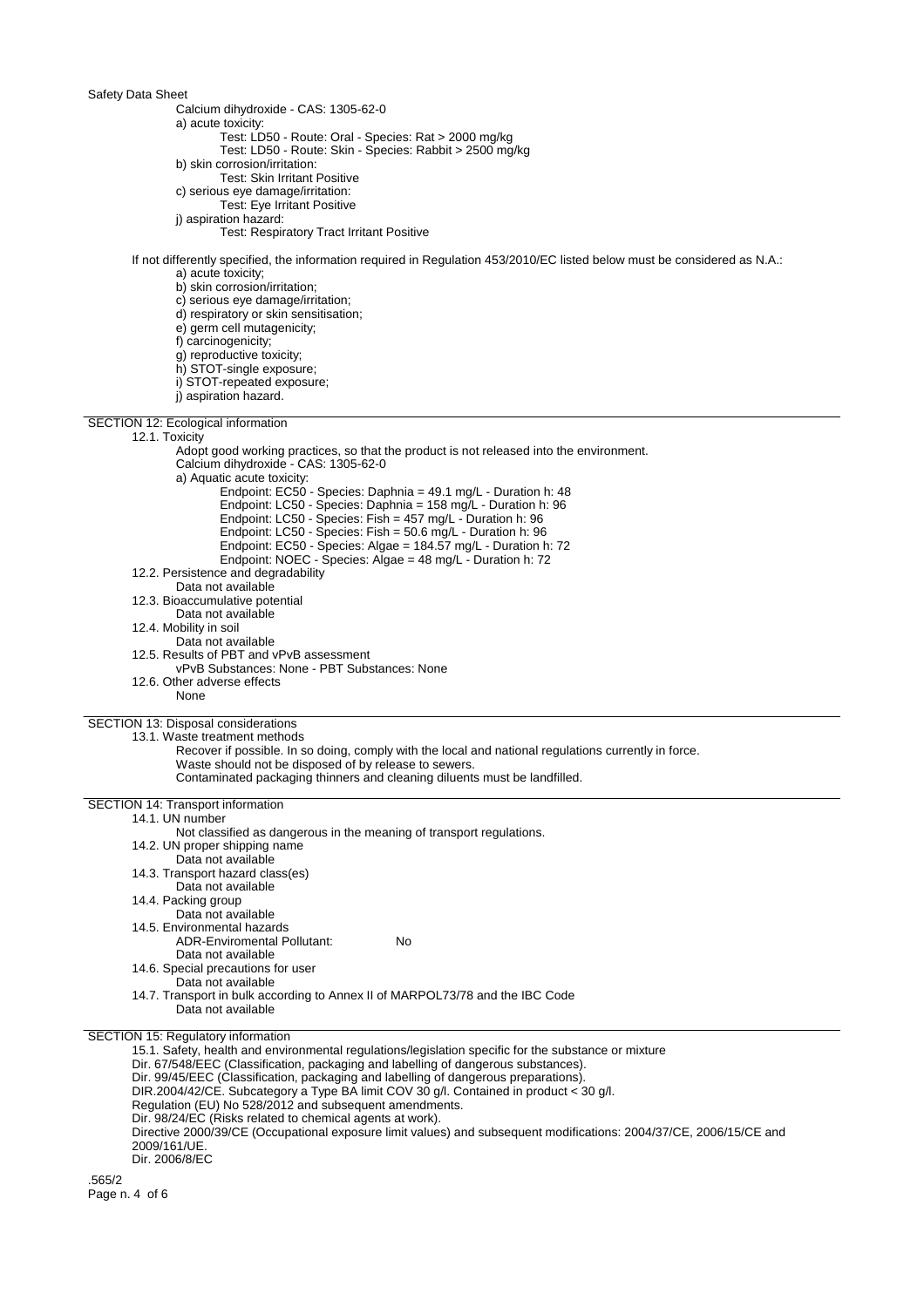Calcium dihydroxide - CAS: 1305-62-0

a) acute toxicity:

Test: LD50 - Route: Oral - Species: Rat > 2000 mg/kg

Test: LD50 - Route: Skin - Species: Rabbit > 2500 mg/kg

b) skin corrosion/irritation:

Test: Skin Irritant Positive

c) serious eye damage/irritation:

Test: Eye Irritant Positive

j) aspiration hazard:

Test: Respiratory Tract Irritant Positive

If not differently specified, the information required in Regulation 453/2010/EC listed below must be considered as N.A.:

a) acute toxicity;
b) skin corrosion/irritation;
c) serious eye damage/irritation;
d) respiratory or skin sensitisation;
e) germ cell mutagenicity;
f) carcinogenicity;
g) reproductive toxicity;
h) STOT-single exposure;
i) STOT-repeated exposure;
j) aspiration hazard.

## SECTION 12: Ecological information

### 12.1. Toxicity

Adopt good working practices, so that the product is not released into the environment.

Calcium dihydroxide - CAS: 1305-62-0

a) Aquatic acute toxicity:

Endpoint: EC50 - Species: Daphnia = 49.1 mg/L - Duration h: 48

Endpoint: LC50 - Species: Daphnia = 158 mg/L - Duration h: 96

Endpoint: LC50 - Species: Fish = 457 mg/L - Duration h: 96

Endpoint: LC50 - Species: Fish = 50.6 mg/L - Duration h: 96

Endpoint: EC50 - Species: Algae = 184.57 mg/L - Duration h: 72

Endpoint: NOEC - Species: Algae = 48 mg/L - Duration h: 72

### 12.2. Persistence and degradability

Data not available

### 12.3. Bioaccumulative potential

Data not available

### 12.4. Mobility in soil

Data not available

### 12.5. Results of PBT and vPvB assessment

vPvB Substances: None - PBT Substances: None

### 12.6. Other adverse effects

None

## SECTION 13: Disposal considerations

### 13.1. Waste treatment methods

Recover if possible. In so doing, comply with the local and national regulations currently in force.

Waste should not be disposed of by release to sewers.

Contaminated packaging thinners and cleaning diluents must be landfilled.

## SECTION 14: Transport information

### 14.1. UN number

Not classified as dangerous in the meaning of transport regulations.

### 14.2. UN proper shipping name

Data not available

### 14.3. Transport hazard class(es)

Data not available

### 14.4. Packing group

Data not available

### 14.5. Environmental hazards

ADR-Enviromental Pollutant: No

Data not available

### 14.6. Special precautions for user

Data not available

### 14.7. Transport in bulk according to Annex II of MARPOL73/78 and the IBC Code

Data not available

## SECTION 15: Regulatory information

15.1. Safety, health and environmental regulations/legislation specific for the substance or mixture

Dir. 67/548/EEC (Classification, packaging and labelling of dangerous substances).

Dir. 99/45/EEC (Classification, packaging and labelling of dangerous preparations).

DIR.2004/42/CE. Subcategory a Type BA limit COV 30 g/l. Contained in product < 30 g/l.

Regulation (EU) No 528/2012 and subsequent amendments.

Dir. 98/24/EC (Risks related to chemical agents at work).

Directive 2000/39/CE (Occupational exposure limit values) and subsequent modifications: 2004/37/CE, 2006/15/CE and 2009/161/UE.

Dir. 2006/8/EC

.565/2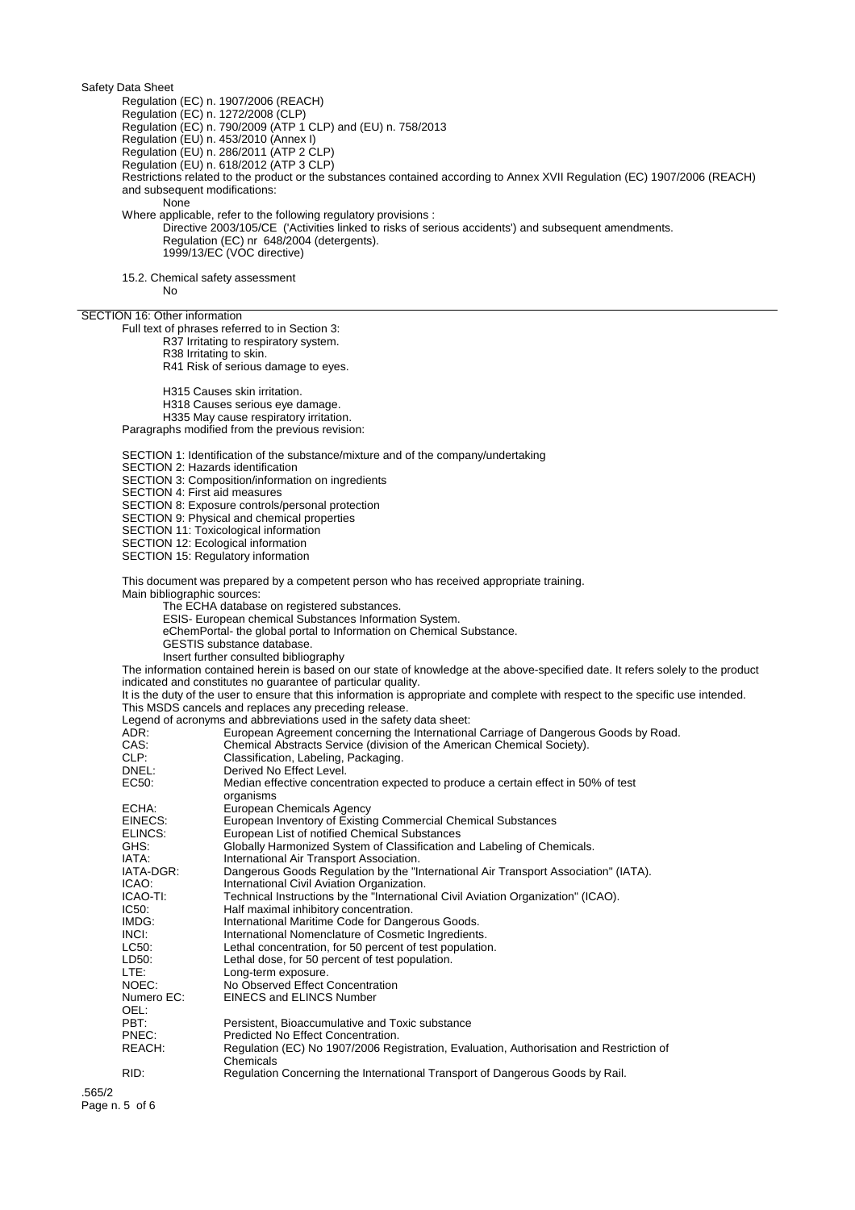Safety Data Sheet

Regulation (EC) n. 1907/2006 (REACH)
Regulation (EC) n. 1272/2008 (CLP)
Regulation (EC) n. 790/2009 (ATP 1 CLP) and (EU) n. 758/2013
Regulation (EU) n. 453/2010 (Annex I)
Regulation (EU) n. 286/2011 (ATP 2 CLP)
Regulation (EU) n. 618/2012 (ATP 3 CLP)

Restrictions related to the product or the substances contained according to Annex XVII Regulation (EC) 1907/2006 (REACH) and subsequent modifications:

None

Where applicable, refer to the following regulatory provisions :

Directive 2003/105/CE ('Activities linked to risks of serious accidents') and subsequent amendments.
Regulation (EC) nr 648/2004 (detergents).
1999/13/EC (VOC directive)

15.2. Chemical safety assessment

No

## SECTION 16: Other information

Full text of phrases referred to in Section 3:

R37 Irritating to respiratory system.
R38 Irritating to skin.
R41 Risk of serious damage to eyes.

H315 Causes skin irritation.
H318 Causes serious eye damage.
H335 May cause respiratory irritation.

Paragraphs modified from the previous revision:

SECTION 1: Identification of the substance/mixture and of the company/undertaking
SECTION 2: Hazards identification
SECTION 3: Composition/information on ingredients
SECTION 4: First aid measures
SECTION 8: Exposure controls/personal protection
SECTION 9: Physical and chemical properties
SECTION 11: Toxicological information
SECTION 12: Ecological information
SECTION 15: Regulatory information

This document was prepared by a competent person who has received appropriate training.

Main bibliographic sources:

The ECHA database on registered substances.
ESIS- European chemical Substances Information System.
eChemPortal- the global portal to Information on Chemical Substance.
GESTIS substance database.
Insert further consulted bibliography

The information contained herein is based on our state of knowledge at the above-specified date. It refers solely to the product indicated and constitutes no guarantee of particular quality.

It is the duty of the user to ensure that this information is appropriate and complete with respect to the specific use intended.

This MSDS cancels and replaces any preceding release.

Legend of acronyms and abbreviations used in the safety data sheet:

| | |
|---|---|
| ADR: | European Agreement concerning the International Carriage of Dangerous Goods by Road. |
| CAS: | Chemical Abstracts Service (division of the American Chemical Society). |
| CLP: | Classification, Labeling, Packaging. |
| DNEL: | Derived No Effect Level. |
| EC50: | Median effective concentration expected to produce a certain effect in 50% of test organisms |
| ECHA: | European Chemicals Agency |
| EINECS: | European Inventory of Existing Commercial Chemical Substances |
| ELINCS: | European List of notified Chemical Substances |
| GHS: | Globally Harmonized System of Classification and Labeling of Chemicals. |
| IATA: | International Air Transport Association. |
| IATA-DGR: | Dangerous Goods Regulation by the "International Air Transport Association" (IATA). |
| ICAO: | International Civil Aviation Organization. |
| ICAO-TI: | Technical Instructions by the "International Civil Aviation Organization" (ICAO). |
| IC50: | Half maximal inhibitory concentration. |
| IMDG: | International Maritime Code for Dangerous Goods. |
| INCI: | International Nomenclature of Cosmetic Ingredients. |
| LC50: | Lethal concentration, for 50 percent of test population. |
| LD50: | Lethal dose, for 50 percent of test population. |
| LTE: | Long-term exposure. |
| NOEC: | No Observed Effect Concentration |
| Numero EC: | EINECS and ELINCS Number |
| OEL: | |
| PBT: | Persistent, Bioaccumulative and Toxic substance |
| PNEC: | Predicted No Effect Concentration. |
| REACH: | Regulation (EC) No 1907/2006 Registration, Evaluation, Authorisation and Restriction of Chemicals |
| RID: | Regulation Concerning the International Transport of Dangerous Goods by Rail. |

.565/2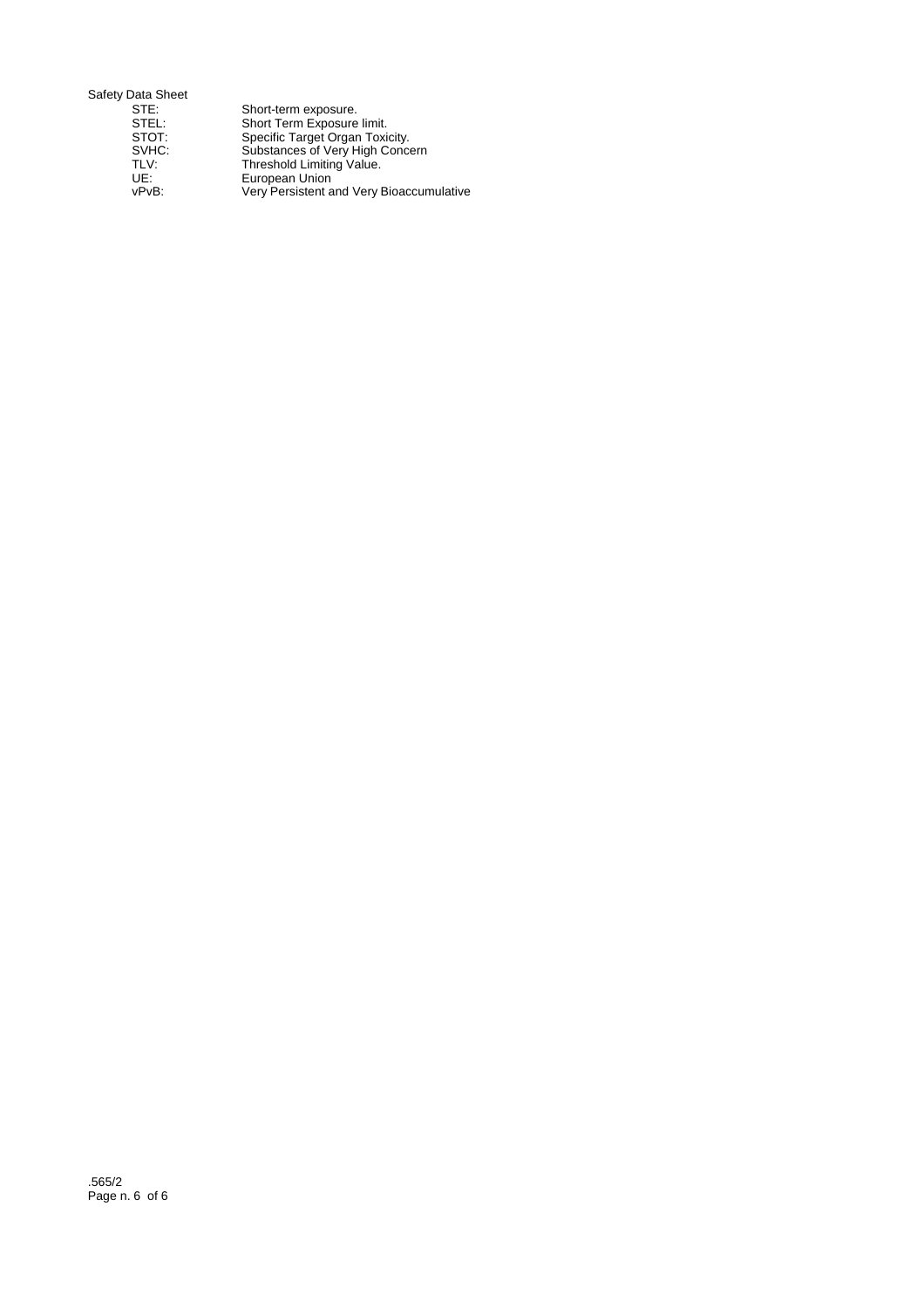| | |
|---|---|
| STE: | Short-term exposure. |
| STEL: | Short Term Exposure limit. |
| STOT: | Specific Target Organ Toxicity. |
| SVHC: | Substances of Very High Concern |
| TLV: | Threshold Limiting Value. |
| UE: | European Union |
| vPvB: | Very Persistent and Very Bioaccumulative |